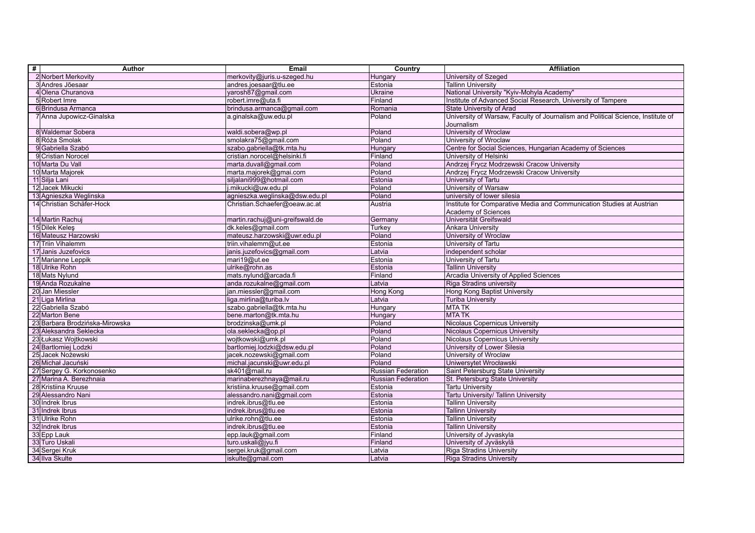| # | Author | Email | Country | Affiliation |
|---|---|---|---|---|
| 2 | Norbert Merkovity | merkovity@juris.u-szeged.hu | Hungary | University of Szeged |
| 3 | Andres Jõesaar | andres.joesaar@tlu.ee | Estonia | Tallinn University |
| 4 | Olena Churanova | yarosh87@gmail.com | Ukraine | National University "Kyiv-Mohyla Academy" |
| 5 | Robert Imre | robert.imre@uta.fi | Finland | Institute of Advanced Social Research, University of Tampere |
| 6 | Brindusa Armanca | brindusa.armanca@gmail.com | Romania | State University of Arad |
| 7 | Anna Jupowicz-Ginalska | a.ginalska@uw.edu.pl | Poland | University of Warsaw, Faculty of Journalism and Political Science, Institute of Journalism |
| 8 | Waldemar Sobera | waldi.sobera@wp.pl | Poland | University of Wroclaw |
| 8 | Róża Smolak | smolakra75@gmail.com | Poland | University of Wroclaw |
| 9 | Gabriella Szabó | szabo.gabriella@tk.mta.hu | Hungary | Centre for Social Sciences, Hungarian Academy of Sciences |
| 9 | Cristian Norocel | cristian.norocel@helsinki.fi | Finland | University of Helsinki |
| 10 | Marta Du Vall | marta.duvall@gmail.com | Poland | Andrzej Frycz Modrzewski Cracow University |
| 10 | Marta Majorek | marta.majorek@gmai.com | Poland | Andrzej Frycz Modrzewski Cracow University |
| 11 | Silja Lani | siljalani999@hotmail.com | Estonia | University of Tartu |
| 12 | Jacek Mikucki | j.mikucki@uw.edu.pl | Poland | University of Warsaw |
| 13 | Agnieszka Weglinska | agnieszka.weglinska@dsw.edu.pl | Poland | university of lower silesia |
| 14 | Christian Schäfer-Hock | Christian.Schaefer@oeaw.ac.at | Austria | Institute for Comparative Media and Communication Studies at Austrian Academy of Sciences |
| 14 | Martin Rachuj | martin.rachuj@uni-greifswald.de | Germany | Universität Greifswald |
| 15 | Dilek Keleş | dk.keles@gmail.com | Turkey | Ankara University |
| 16 | Mateusz Harzowski | mateusz.harzowski@uwr.edu.pl | Poland | University of Wroclaw |
| 17 | Triin Vihalemm | triin.vihalemm@ut.ee | Estonia | University of Tartu |
| 17 | Janis Juzefovics | janis.juzefovics@gmail.com | Latvia | independent scholar |
| 17 | Marianne Leppik | mari19@ut.ee | Estonia | University of Tartu |
| 18 | Ulrike Rohn | ulrike@rohn.as | Estonia | Tallinn University |
| 18 | Mats Nylund | mats.nylund@arcada.fi | Finland | Arcadia University of Applied Sciences |
| 19 | Anda Rozukalne | anda.rozukalne@gmail.com | Latvia | Riga Stradins university |
| 20 | Jan Miessler | jan.miessler@gmail.com | Hong Kong | Hong Kong Baptist University |
| 21 | Liga Mirlina | liga.mirlina@turiba.lv | Latvia | Turiba University |
| 22 | Gabriella Szabó | szabo.gabriella@tk.mta.hu | Hungary | MTA TK |
| 22 | Marton Bene | bene.marton@tk.mta.hu | Hungary | MTA TK |
| 23 | Barbara Brodzińska-Mirowska | brodzinska@umk.pl | Poland | Nicolaus Copernicus University |
| 23 | Aleksandra Seklecka | ola.seklecka@op.pl | Poland | Nicolaus Copernicus University |
| 23 | Łukasz Wojtkowski | wojtkowski@umk.pl | Poland | Nicolaus Copernicus University |
| 24 | Bartlomiej Lodzki | bartlomiej.lodzki@dsw.edu.pl | Poland | University of Lower Silesia |
| 25 | Jacek Nożewski | jacek.nozewski@gmail.com | Poland | University of Wroclaw |
| 26 | Michał Jacuński | michal.jacunski@uwr.edu.pl | Poland | Uniwersytet Wrocławski |
| 27 | Sergey G. Korkonosenko | sk401@mail.ru | Russian Federation | Saint Petersburg State University |
| 27 | Marina A. Berezhnaia | marinaberezhnaya@mail.ru | Russian Federation | St. Petersburg State University |
| 28 | Kristiina Kruuse | kristiina.kruuse@gmail.com | Estonia | Tartu University |
| 29 | Alessandro Nani | alessandro.nani@gmail.com | Estonia | Tartu University/ Tallinn University |
| 30 | Indrek Ibrus | indrek.ibrus@tlu.ee | Estonia | Tallinn University |
| 31 | Indrek Ibrus | indrek.ibrus@tlu.ee | Estonia | Tallinn University |
| 31 | Ulrike Rohn | ulrike.rohn@tlu.ee | Estonia | Tallinn University |
| 32 | Indrek Ibrus | indrek.ibrus@tlu.ee | Estonia | Tallinn University |
| 33 | Epp Lauk | epp.lauk@gmail.com | Finland | University of Jyvaskyla |
| 33 | Turo Uskali | turo.uskali@jyu.fi | Finland | University of Jyväskylä |
| 34 | Sergei Kruk | sergei.kruk@gmail.com | Latvia | Riga Stradins University |
| 34 | Ilva Skulte | iskulte@gmail.com | Latvia | Riga Stradins University |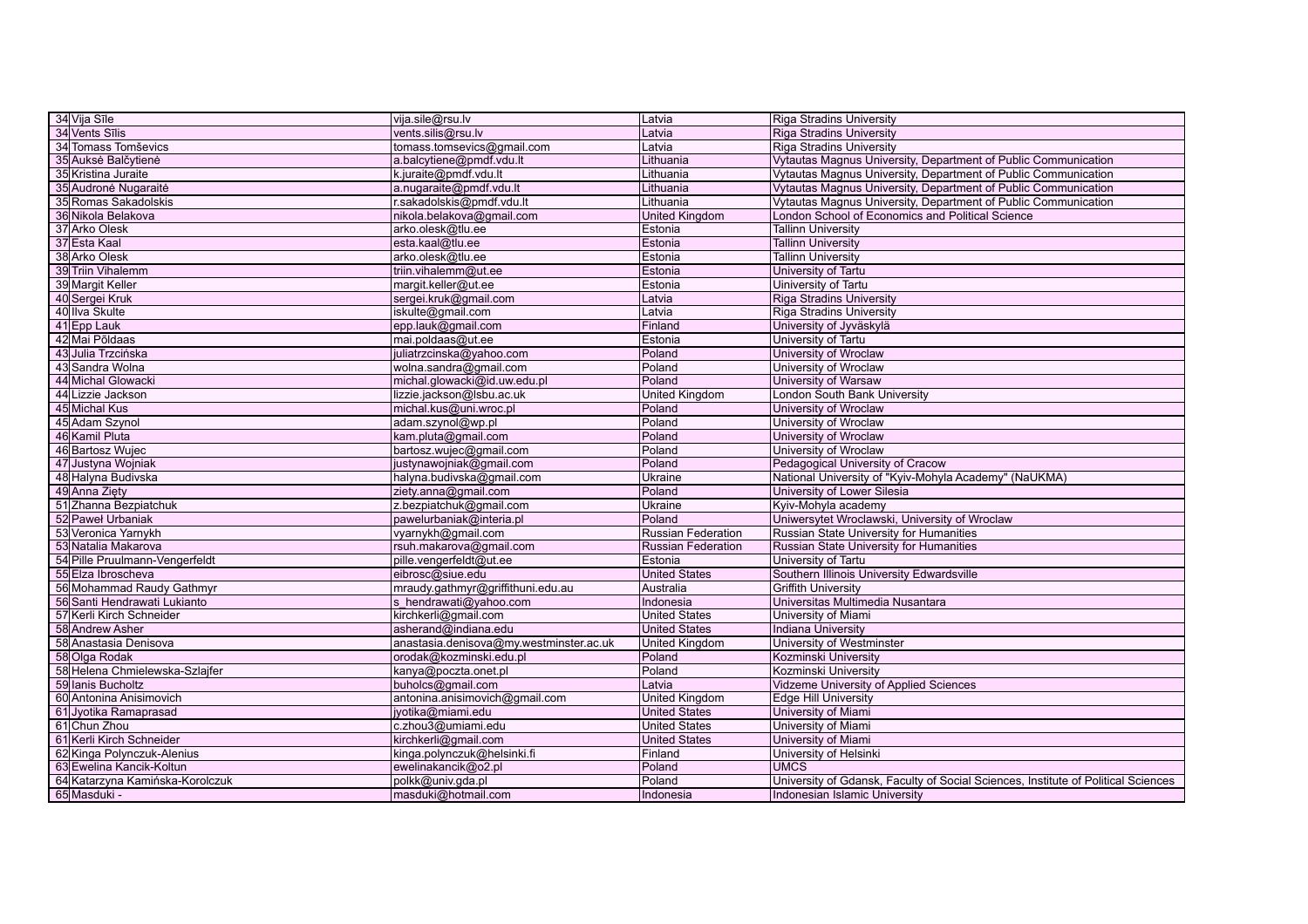| | | | | |
|---|---|---|---|---|
| 34 | Vija Sīle | vija.sile@rsu.lv | Latvia | Riga Stradins University |
| 34 | Vents Sīlis | vents.silis@rsu.lv | Latvia | Riga Stradins University |
| 34 | Tomass Tomševics | tomass.tomsevics@gmail.com | Latvia | Riga Stradins University |
| 35 | Auksė Balčytienė | a.balcytiene@pmdf.vdu.lt | Lithuania | Vytautas Magnus University, Department of Public Communication |
| 35 | Kristina Juraite | k.juraite@pmdf.vdu.lt | Lithuania | Vytautas Magnus University, Department of Public Communication |
| 35 | Audronė Nugaraitė | a.nugaraite@pmdf.vdu.lt | Lithuania | Vytautas Magnus University, Department of Public Communication |
| 35 | Romas Sakadolskis | r.sakadolskis@pmdf.vdu.lt | Lithuania | Vytautas Magnus University, Department of Public Communication |
| 36 | Nikola Belakova | nikola.belakova@gmail.com | United Kingdom | London School of Economics and Political Science |
| 37 | Arko Olesk | arko.olesk@tlu.ee | Estonia | Tallinn University |
| 37 | Esta Kaal | esta.kaal@tlu.ee | Estonia | Tallinn University |
| 38 | Arko Olesk | arko.olesk@tlu.ee | Estonia | Tallinn University |
| 39 | Triin Vihalemm | triin.vihalemm@ut.ee | Estonia | University of Tartu |
| 39 | Margit Keller | margit.keller@ut.ee | Estonia | Uiniversity of Tartu |
| 40 | Sergei Kruk | sergei.kruk@gmail.com | Latvia | Riga Stradins University |
| 40 | Ilva Skulte | iskulte@gmail.com | Latvia | Riga Stradins University |
| 41 | Epp Lauk | epp.lauk@gmail.com | Finland | University of Jyväskylä |
| 42 | Mai Põldaas | mai.poldaas@ut.ee | Estonia | University of Tartu |
| 43 | Julia Trzcińska | juliatrzcinska@yahoo.com | Poland | University of Wroclaw |
| 43 | Sandra Wolna | wolna.sandra@gmail.com | Poland | University of Wroclaw |
| 44 | Michal Glowacki | michal.glowacki@id.uw.edu.pl | Poland | University of Warsaw |
| 44 | Lizzie Jackson | lizzie.jackson@lsbu.ac.uk | United Kingdom | London South Bank University |
| 45 | Michal Kus | michal.kus@uni.wroc.pl | Poland | University of Wroclaw |
| 45 | Adam Szynol | adam.szynol@wp.pl | Poland | University of Wroclaw |
| 46 | Kamil Pluta | kam.pluta@gmail.com | Poland | University of Wroclaw |
| 46 | Bartosz Wujec | bartosz.wujec@gmail.com | Poland | University of Wroclaw |
| 47 | Justyna Wojniak | justynawojniak@gmail.com | Poland | Pedagogical University of Cracow |
| 48 | Halyna Budivska | halyna.budivska@gmail.com | Ukraine | National University of "Kyiv-Mohyla Academy" (NaUKMA) |
| 49 | Anna Zięty | ziety.anna@gmail.com | Poland | University of Lower Silesia |
| 51 | Zhanna Bezpiatchuk | z.bezpiatchuk@gmail.com | Ukraine | Kyiv-Mohyla academy |
| 52 | Paweł Urbaniak | pawelurbaniak@interia.pl | Poland | Uniwersytet Wroclawski, University of Wroclaw |
| 53 | Veronica Yarnykh | vyarnykh@gmail.com | Russian Federation | Russian State University for Humanities |
| 53 | Natalia Makarova | rsuh.makarova@gmail.com | Russian Federation | Russian State University for Humanities |
| 54 | Pille Pruulmann-Vengerfeldt | pille.vengerfeldt@ut.ee | Estonia | University of Tartu |
| 55 | Elza Ibroscheva | eibrosc@siue.edu | United States | Southern Illinois University Edwardsville |
| 56 | Mohammad Raudy Gathmyr | mraudy.gathmyr@griffithuni.edu.au | Australia | Griffith University |
| 56 | Santi Hendrawati Lukianto | s_hendrawati@yahoo.com | Indonesia | Universitas Multimedia Nusantara |
| 57 | Kerli Kirch Schneider | kirchkerli@gmail.com | United States | University of Miami |
| 58 | Andrew Asher | asherand@indiana.edu | United States | Indiana University |
| 58 | Anastasia Denisova | anastasia.denisova@my.westminster.ac.uk | United Kingdom | University of Westminster |
| 58 | Olga Rodak | orodak@kozminski.edu.pl | Poland | Kozminski University |
| 58 | Helena Chmielewska-Szlajfer | kanya@poczta.onet.pl | Poland | Kozminski University |
| 59 | Ianis Bucholtz | buholcs@gmail.com | Latvia | Vidzeme University of Applied Sciences |
| 60 | Antonina Anisimovich | antonina.anisimovich@gmail.com | United Kingdom | Edge Hill University |
| 61 | Jyotika Ramaprasad | jyotika@miami.edu | United States | University of Miami |
| 61 | Chun Zhou | c.zhou3@umiami.edu | United States | University of Miami |
| 61 | Kerli Kirch Schneider | kirchkerli@gmail.com | United States | University of Miami |
| 62 | Kinga Polynczuk-Alenius | kinga.polynczuk@helsinki.fi | Finland | University of Helsinki |
| 63 | Ewelina Kancik-Koltun | ewelinakancik@o2.pl | Poland | UMCS |
| 64 | Katarzyna Kamińska-Korolczuk | polkk@univ.gda.pl | Poland | University of Gdansk, Faculty of Social Sciences, Institute of Political Sciences |
| 65 | Masduki - | masduki@hotmail.com | Indonesia | Indonesian Islamic University |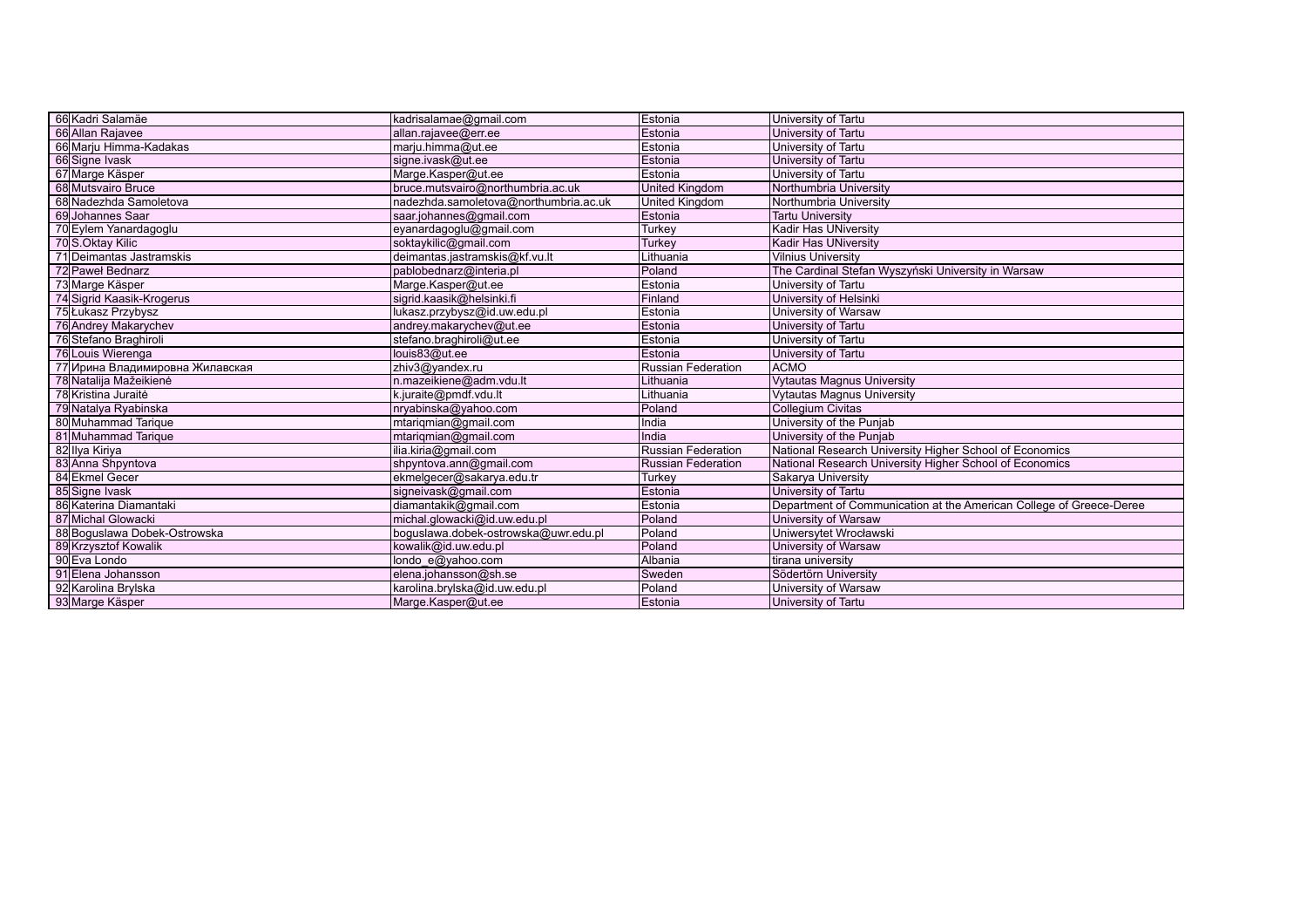| | | | | |
|---|---|---|---|---|
| 66 | Kadri Salamäe | kadrisalamae@gmail.com | Estonia | University of Tartu |
| 66 | Allan Rajavee | allan.rajavee@err.ee | Estonia | University of Tartu |
| 66 | Marju Himma-Kadakas | marju.himma@ut.ee | Estonia | University of Tartu |
| 66 | Signe Ivask | signe.ivask@ut.ee | Estonia | University of Tartu |
| 67 | Marge Käsper | Marge.Kasper@ut.ee | Estonia | University of Tartu |
| 68 | Mutsvairo Bruce | bruce.mutsvairo@northumbria.ac.uk | United Kingdom | Northumbria University |
| 68 | Nadezhda Samoletova | nadezhda.samoletova@northumbria.ac.uk | United Kingdom | Northumbria University |
| 69 | Johannes Saar | saar.johannes@gmail.com | Estonia | Tartu University |
| 70 | Eylem Yanardagoglu | eyanardagoglu@gmail.com | Turkey | Kadir Has UNiversity |
| 70 | S.Oktay Kilic | soktaykilic@gmail.com | Turkey | Kadir Has UNiversity |
| 71 | Deimantas Jastramskis | deimantas.jastramskis@kf.vu.lt | Lithuania | Vilnius University |
| 72 | Paweł Bednarz | pablobednarz@interia.pl | Poland | The Cardinal Stefan Wyszyński University in Warsaw |
| 73 | Marge Käsper | Marge.Kasper@ut.ee | Estonia | University of Tartu |
| 74 | Sigrid Kaasik-Krogerus | sigrid.kaasik@helsinki.fi | Finland | University of Helsinki |
| 75 | Łukasz Przybysz | lukasz.przybysz@id.uw.edu.pl | Estonia | University of Warsaw |
| 76 | Andrey Makarychev | andrey.makarychev@ut.ee | Estonia | University of Tartu |
| 76 | Stefano Braghiroli | stefano.braghiroli@ut.ee | Estonia | University of Tartu |
| 76 | Louis Wierenga | louis83@ut.ee | Estonia | University of Tartu |
| 77 | Ирина Владимировна Жилавская | zhiv3@yandex.ru | Russian Federation | АСМО |
| 78 | Natalija Mažeikienė | n.mazeikiene@adm.vdu.lt | Lithuania | Vytautas Magnus University |
| 78 | Kristina Juraitė | k.juraite@pmdf.vdu.lt | Lithuania | Vytautas Magnus University |
| 79 | Natalya Ryabinska | nryabinska@yahoo.com | Poland | Collegium Civitas |
| 80 | Muhammad Tarique | mtariqmian@gmail.com | India | University of the Punjab |
| 81 | Muhammad Tarique | mtariqmian@gmail.com | India | University of the Punjab |
| 82 | Ilya Kiriya | ilia.kiria@gmail.com | Russian Federation | National Research University Higher School of Economics |
| 83 | Anna Shpyntova | shpyntova.ann@gmail.com | Russian Federation | National Research University Higher School of Economics |
| 84 | Ekmel Gecer | ekmelgecer@sakarya.edu.tr | Turkey | Sakarya University |
| 85 | Signe Ivask | signeivask@gmail.com | Estonia | University of Tartu |
| 86 | Katerina Diamantaki | diamantakik@gmail.com | Estonia | Department of Communication at the American College of Greece-Deree |
| 87 | Michal Glowacki | michal.glowacki@id.uw.edu.pl | Poland | University of Warsaw |
| 88 | Boguslawa Dobek-Ostrowska | boguslawa.dobek-ostrowska@uwr.edu.pl | Poland | Uniwersytet Wrocławski |
| 89 | Krzysztof Kowalik | kowalik@id.uw.edu.pl | Poland | University of Warsaw |
| 90 | Eva Londo | londo_e@yahoo.com | Albania | tirana university |
| 91 | Elena Johansson | elena.johansson@sh.se | Sweden | Södertörn University |
| 92 | Karolina Brylska | karolina.brylska@id.uw.edu.pl | Poland | University of Warsaw |
| 93 | Marge Käsper | Marge.Kasper@ut.ee | Estonia | University of Tartu |